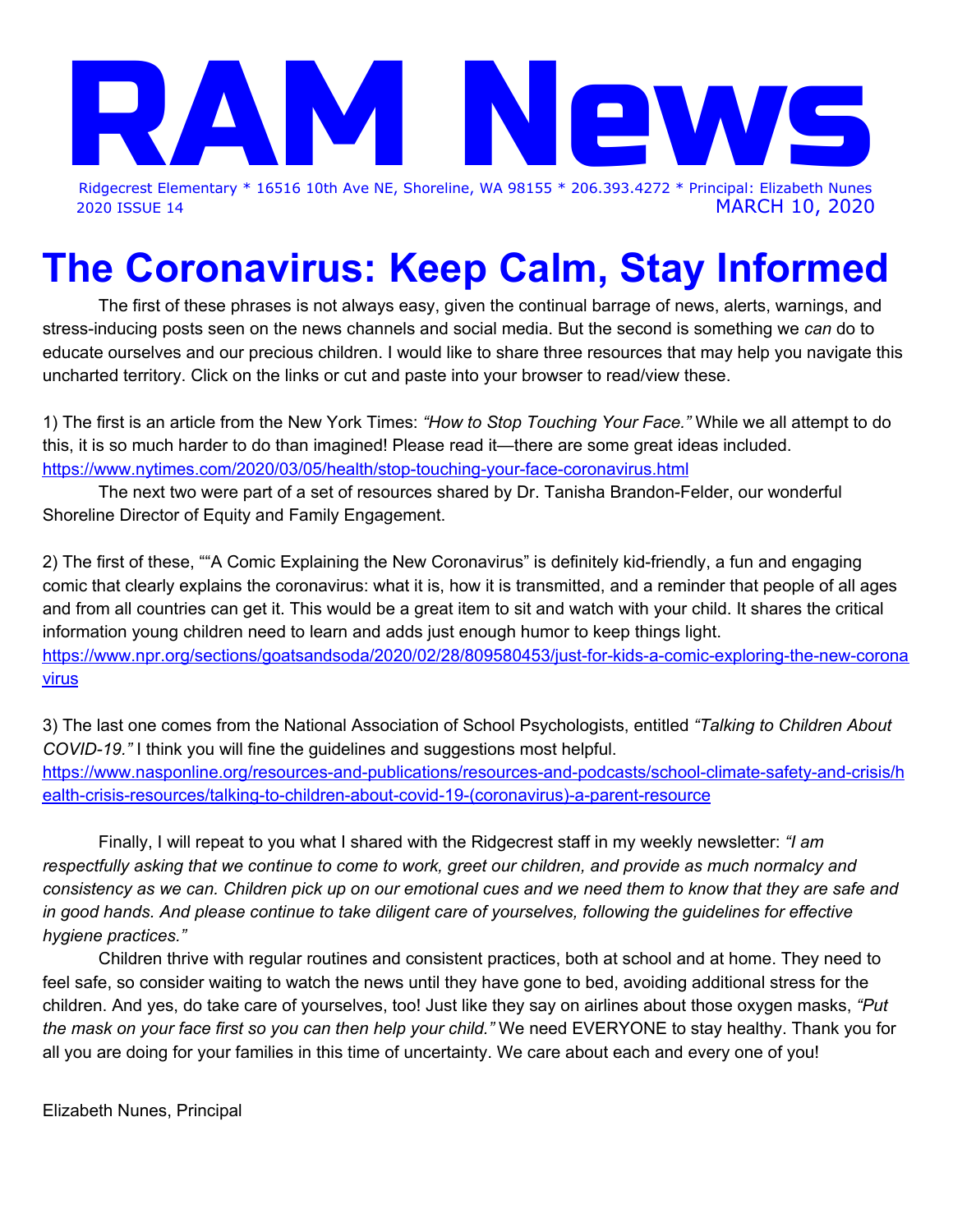# RAM News

Ridgecrest Elementary * 16516 10th Ave NE, Shoreline, WA 98155 * 206.393.4272 * Principal: Elizabeth Nunes

2020 ISSUE 14 MARCH 10, 2020

# The Coronavirus: Keep Calm, Stay Informed

The first of these phrases is not always easy, given the continual barrage of news, alerts, warnings, and stress-inducing posts seen on the news channels and social media. But the second is something we *can* do to educate ourselves and our precious children. I would like to share three resources that may help you navigate this uncharted territory. Click on the links or cut and paste into your browser to read/view these.

1) The first is an article from the New York Times: *"How to Stop Touching Your Face."* While we all attempt to do this, it is so much harder to do than imagined! Please read it—there are some great ideas included. https://www.nytimes.com/2020/03/05/health/stop-touching-your-face-coronavirus.html

The next two were part of a set of resources shared by Dr. Tanisha Brandon-Felder, our wonderful Shoreline Director of Equity and Family Engagement.

2) The first of these, ""A Comic Explaining the New Coronavirus" is definitely kid-friendly, a fun and engaging comic that clearly explains the coronavirus: what it is, how it is transmitted, and a reminder that people of all ages and from all countries can get it. This would be a great item to sit and watch with your child. It shares the critical information young children need to learn and adds just enough humor to keep things light. https://www.npr.org/sections/goatsandsoda/2020/02/28/809580453/just-for-kids-a-comic-exploring-the-new-coronavirus

3) The last one comes from the National Association of School Psychologists, entitled *"Talking to Children About COVID-19."* I think you will fine the guidelines and suggestions most helpful. https://www.nasponline.org/resources-and-publications/resources-and-podcasts/school-climate-safety-and-crisis/health-crisis-resources/talking-to-children-about-covid-19-(coronavirus)-a-parent-resource

Finally, I will repeat to you what I shared with the Ridgecrest staff in my weekly newsletter: *"I am respectfully asking that we continue to come to work, greet our children, and provide as much normalcy and consistency as we can. Children pick up on our emotional cues and we need them to know that they are safe and in good hands. And please continue to take diligent care of yourselves, following the guidelines for effective hygiene practices."*

Children thrive with regular routines and consistent practices, both at school and at home. They need to feel safe, so consider waiting to watch the news until they have gone to bed, avoiding additional stress for the children. And yes, do take care of yourselves, too! Just like they say on airlines about those oxygen masks, *"Put the mask on your face first so you can then help your child."* We need EVERYONE to stay healthy. Thank you for all you are doing for your families in this time of uncertainty. We care about each and every one of you!

Elizabeth Nunes, Principal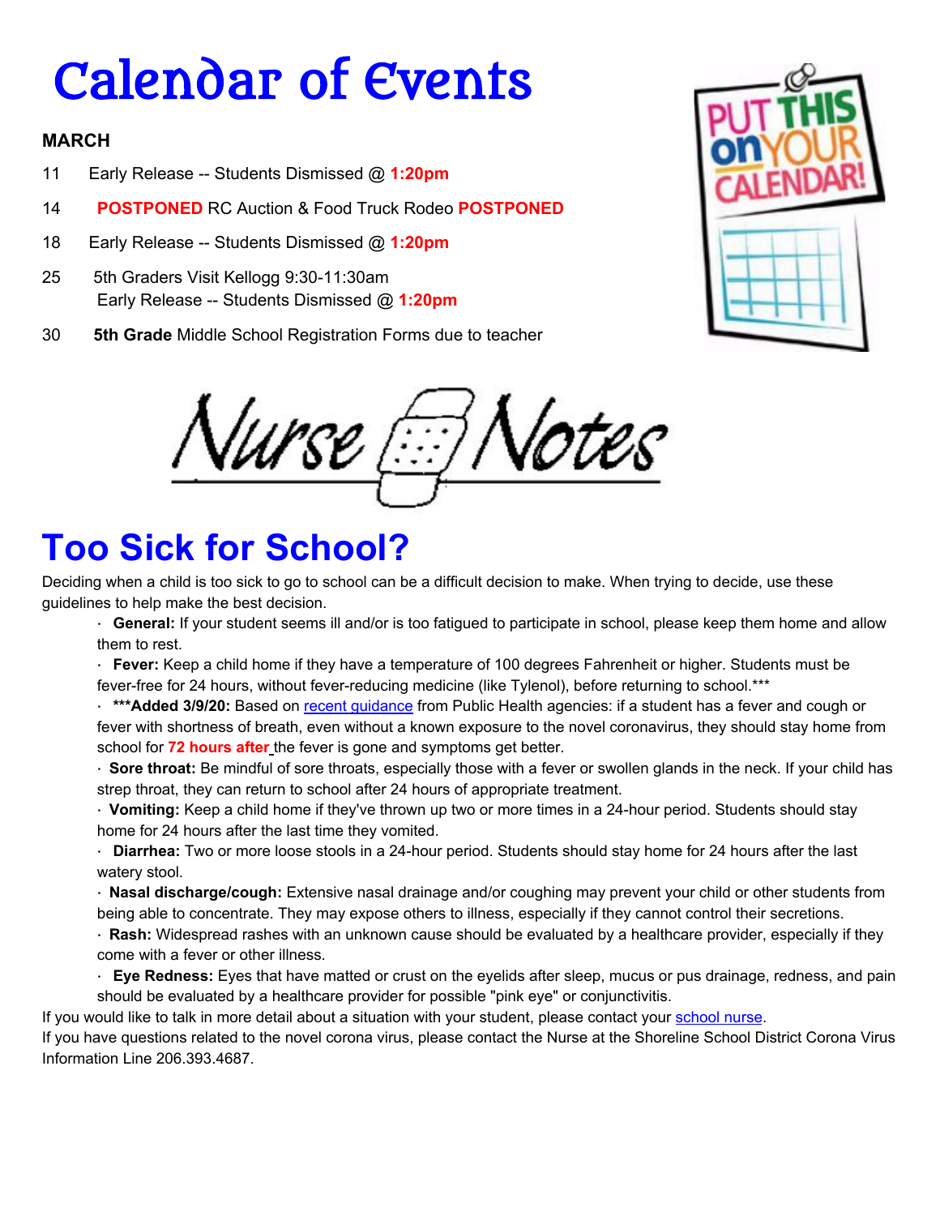# Calendar of Events

**MARCH**

11 Early Release -- Students Dismissed @ **1:20pm**

14 **POSTPONED** RC Auction & Food Truck Rodeo **POSTPONED**

18 Early Release -- Students Dismissed @ **1:20pm**

25 5th Graders Visit Kellogg 9:30-11:30am
Early Release -- Students Dismissed @ **1:20pm**

30 **5th Grade** Middle School Registration Forms due to teacher

# Nurse Notes

## Too Sick for School?

Deciding when a child is too sick to go to school can be a difficult decision to make. When trying to decide, use these guidelines to help make the best decision.

- **General:** If your student seems ill and/or is too fatigued to participate in school, please keep them home and allow them to rest.
- **Fever:** Keep a child home if they have a temperature of 100 degrees Fahrenheit or higher. Students must be fever-free for 24 hours, without fever-reducing medicine (like Tylenol), before returning to school.***
- *****Added 3/9/20:** Based on recent guidance from Public Health agencies: if a student has a fever and cough or fever with shortness of breath, even without a known exposure to the novel coronavirus, they should stay home from school for **72 hours after** the fever is gone and symptoms get better.
- **Sore throat:** Be mindful of sore throats, especially those with a fever or swollen glands in the neck. If your child has strep throat, they can return to school after 24 hours of appropriate treatment.
- **Vomiting:** Keep a child home if they've thrown up two or more times in a 24-hour period. Students should stay home for 24 hours after the last time they vomited.
- **Diarrhea:** Two or more loose stools in a 24-hour period. Students should stay home for 24 hours after the last watery stool.
- **Nasal discharge/cough:** Extensive nasal drainage and/or coughing may prevent your child or other students from being able to concentrate. They may expose others to illness, especially if they cannot control their secretions.
- **Rash:** Widespread rashes with an unknown cause should be evaluated by a healthcare provider, especially if they come with a fever or other illness.
- **Eye Redness:** Eyes that have matted or crust on the eyelids after sleep, mucus or pus drainage, redness, and pain should be evaluated by a healthcare provider for possible "pink eye" or conjunctivitis.

If you would like to talk in more detail about a situation with your student, please contact your school nurse.
If you have questions related to the novel corona virus, please contact the Nurse at the Shoreline School District Corona Virus Information Line 206.393.4687.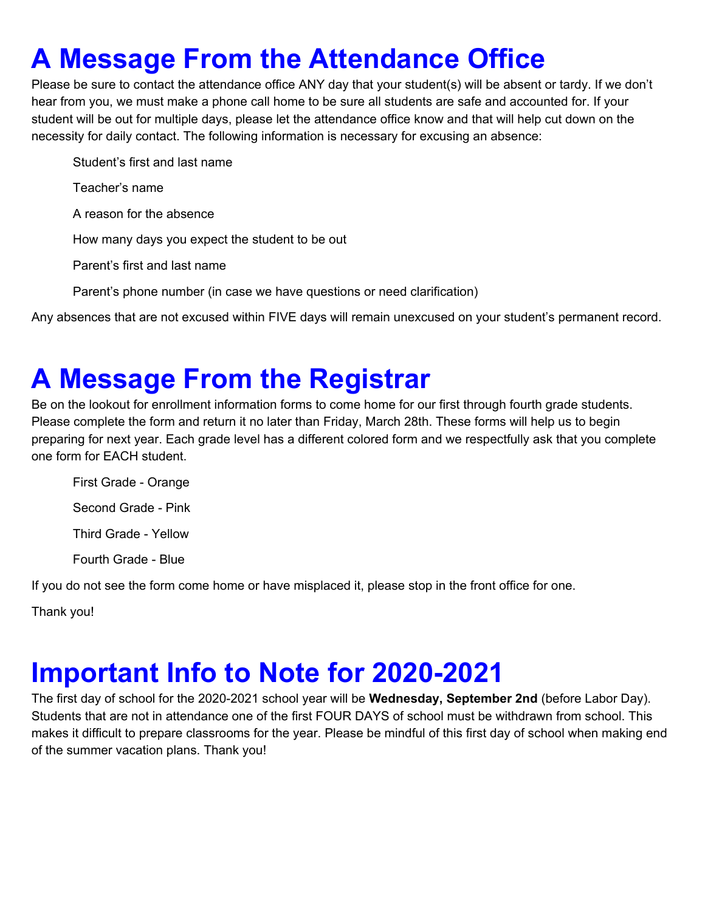# A Message From the Attendance Office

Please be sure to contact the attendance office ANY day that your student(s) will be absent or tardy. If we don't hear from you, we must make a phone call home to be sure all students are safe and accounted for. If your student will be out for multiple days, please let the attendance office know and that will help cut down on the necessity for daily contact. The following information is necessary for excusing an absence:

- Student's first and last name
- Teacher's name
- A reason for the absence
- How many days you expect the student to be out
- Parent's first and last name
- Parent's phone number (in case we have questions or need clarification)

Any absences that are not excused within FIVE days will remain unexcused on your student's permanent record.

# A Message From the Registrar

Be on the lookout for enrollment information forms to come home for our first through fourth grade students. Please complete the form and return it no later than Friday, March 28th. These forms will help us to begin preparing for next year. Each grade level has a different colored form and we respectfully ask that you complete one form for EACH student.

- First Grade - Orange
- Second Grade - Pink
- Third Grade - Yellow
- Fourth Grade - Blue

If you do not see the form come home or have misplaced it, please stop in the front office for one.

Thank you!

# Important Info to Note for 2020-2021

The first day of school for the 2020-2021 school year will be **Wednesday, September 2nd** (before Labor Day). Students that are not in attendance one of the first FOUR DAYS of school must be withdrawn from school. This makes it difficult to prepare classrooms for the year. Please be mindful of this first day of school when making end of the summer vacation plans. Thank you!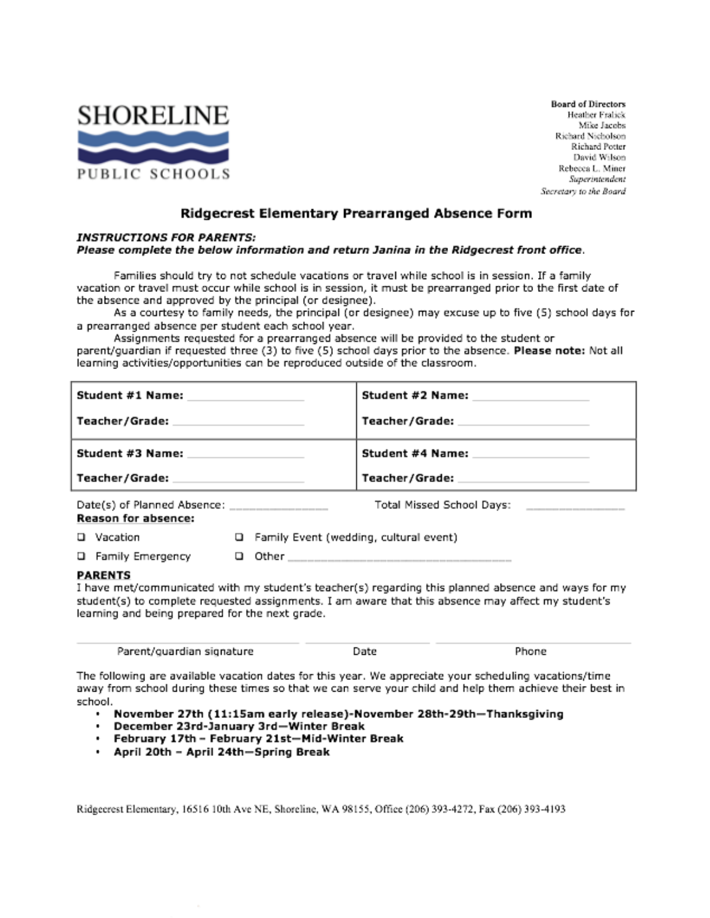SHORELINE PUBLIC SCHOOLS

**Board of Directors**
Heather Fralick
Mike Jacobs
Richard Nicholson
Richard Potter
David Wilson
Rebecca L. Miner
*Superintendent*
*Secretary to the Board*

## Ridgecrest Elementary Prearranged Absence Form

***INSTRUCTIONS FOR PARENTS:***
***Please complete the below information and return Janina in the Ridgecrest front office.***

Families should try to not schedule vacations or travel while school is in session. If a family vacation or travel must occur while school is in session, it must be prearranged prior to the first date of the absence and approved by the principal (or designee).

As a courtesy to family needs, the principal (or designee) may excuse up to five (5) school days for a prearranged absence per student each school year.

Assignments requested for a prearranged absence will be provided to the student or parent/guardian if requested three (3) to five (5) school days prior to the absence. **Please note:** Not all learning activities/opportunities can be reproduced outside of the classroom.

| | |
|---|---|
| **Student #1 Name:** ____________<br>**Teacher/Grade:** ____________ | **Student #2 Name:** ____________<br>**Teacher/Grade:** ____________ |
| **Student #3 Name:** ____________<br>**Teacher/Grade:** ____________ | **Student #4 Name:** ____________<br>**Teacher/Grade:** ____________ |

Date(s) of Planned Absence: ____________ Total Missed School Days: ____________

**Reason for absence:**

- ☐ Vacation
- ☐ Family Event (wedding, cultural event)
- ☐ Family Emergency
- ☐ Other ______________________________

**PARENTS**

I have met/communicated with my student's teacher(s) regarding this planned absence and ways for my student(s) to complete requested assignments. I am aware that this absence may affect my student's learning and being prepared for the next grade.

______________________ ______________ ______________________
Parent/guardian signature Date Phone

The following are available vacation dates for this year. We appreciate your scheduling vacations/time away from school during these times so that we can serve your child and help them achieve their best in school.

- **November 27th (11:15am early release)-November 28th-29th—Thanksgiving**
- **December 23rd-January 3rd—Winter Break**
- **February 17th – February 21st—Mid-Winter Break**
- **April 20th – April 24th—Spring Break**

Ridgecrest Elementary, 16516 10th Ave NE, Shoreline, WA 98155, Office (206) 393-4272, Fax (206) 393-4193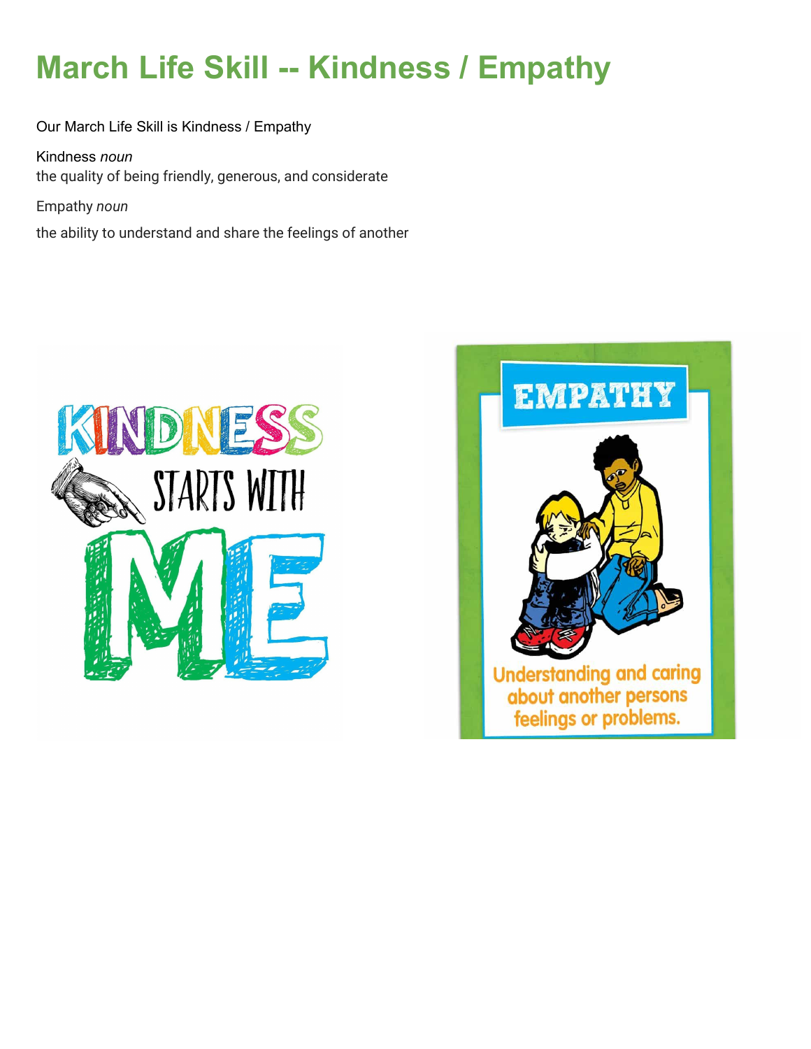# March Life Skill -- Kindness / Empathy

Our March Life Skill is Kindness / Empathy

Kindness *noun*
the quality of being friendly, generous, and considerate

Empathy *noun*

the ability to understand and share the feelings of another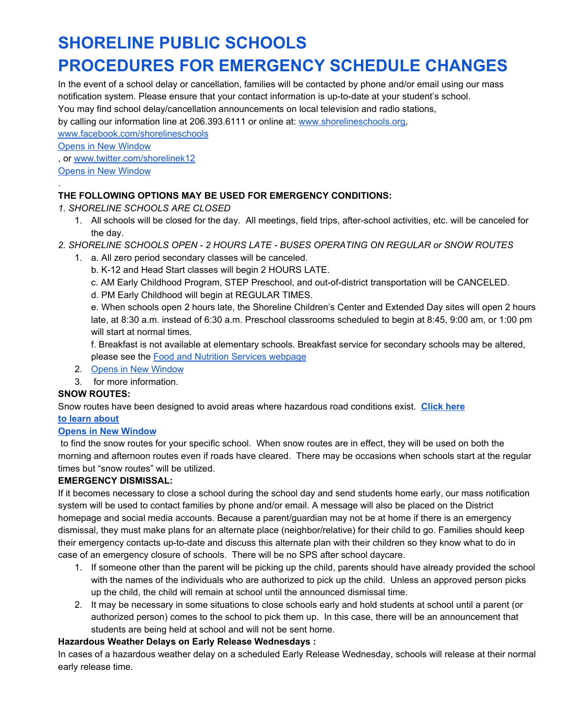# SHORELINE PUBLIC SCHOOLS
# PROCEDURES FOR EMERGENCY SCHEDULE CHANGES

In the event of a school delay or cancellation, families will be contacted by phone and/or email using our mass notification system. Please ensure that your contact information is up-to-date at your student's school.
You may find school delay/cancellation announcements on local television and radio stations,
by calling our information line at 206.393.6111 or online at: www.shorelineschools.org,
www.facebook.com/shorelineschools
Opens in New Window
, or www.twitter.com/shorelinek12
Opens in New Window
.

**THE FOLLOWING OPTIONS MAY BE USED FOR EMERGENCY CONDITIONS:**

*1. SHORELINE SCHOOLS ARE CLOSED*

1. All schools will be closed for the day. All meetings, field trips, after-school activities, etc. will be canceled for the day.

*2. SHORELINE SCHOOLS OPEN - 2 HOURS LATE - BUSES OPERATING ON REGULAR or SNOW ROUTES*

1. a. All zero period secondary classes will be canceled.
   b. K-12 and Head Start classes will begin 2 HOURS LATE.
   c. AM Early Childhood Program, STEP Preschool, and out-of-district transportation will be CANCELED.
   d. PM Early Childhood will begin at REGULAR TIMES.
   e. When schools open 2 hours late, the Shoreline Children's Center and Extended Day sites will open 2 hours late, at 8:30 a.m. instead of 6:30 a.m. Preschool classrooms scheduled to begin at 8:45, 9:00 am, or 1:00 pm will start at normal times.
   f. Breakfast is not available at elementary schools. Breakfast service for secondary schools may be altered, please see the Food and Nutrition Services webpage
2. Opens in New Window
3. for more information.

**SNOW ROUTES:**

Snow routes have been designed to avoid areas where hazardous road conditions exist. **Click here to learn about**
**Opens in New Window**
to find the snow routes for your specific school. When snow routes are in effect, they will be used on both the morning and afternoon routes even if roads have cleared. There may be occasions when schools start at the regular times but "snow routes" will be utilized.

**EMERGENCY DISMISSAL:**

If it becomes necessary to close a school during the school day and send students home early, our mass notification system will be used to contact families by phone and/or email. A message will also be placed on the District homepage and social media accounts. Because a parent/guardian may not be at home if there is an emergency dismissal, they must make plans for an alternate place (neighbor/relative) for their child to go. Families should keep their emergency contacts up-to-date and discuss this alternate plan with their children so they know what to do in case of an emergency closure of schools. There will be no SPS after school daycare.

1. If someone other than the parent will be picking up the child, parents should have already provided the school with the names of the individuals who are authorized to pick up the child. Unless an approved person picks up the child, the child will remain at school until the announced dismissal time.
2. It may be necessary in some situations to close schools early and hold students at school until a parent (or authorized person) comes to the school to pick them up. In this case, there will be an announcement that students are being held at school and will not be sent home.

**Hazardous Weather Delays on Early Release Wednesdays :**

In cases of a hazardous weather delay on a scheduled Early Release Wednesday, schools will release at their normal early release time.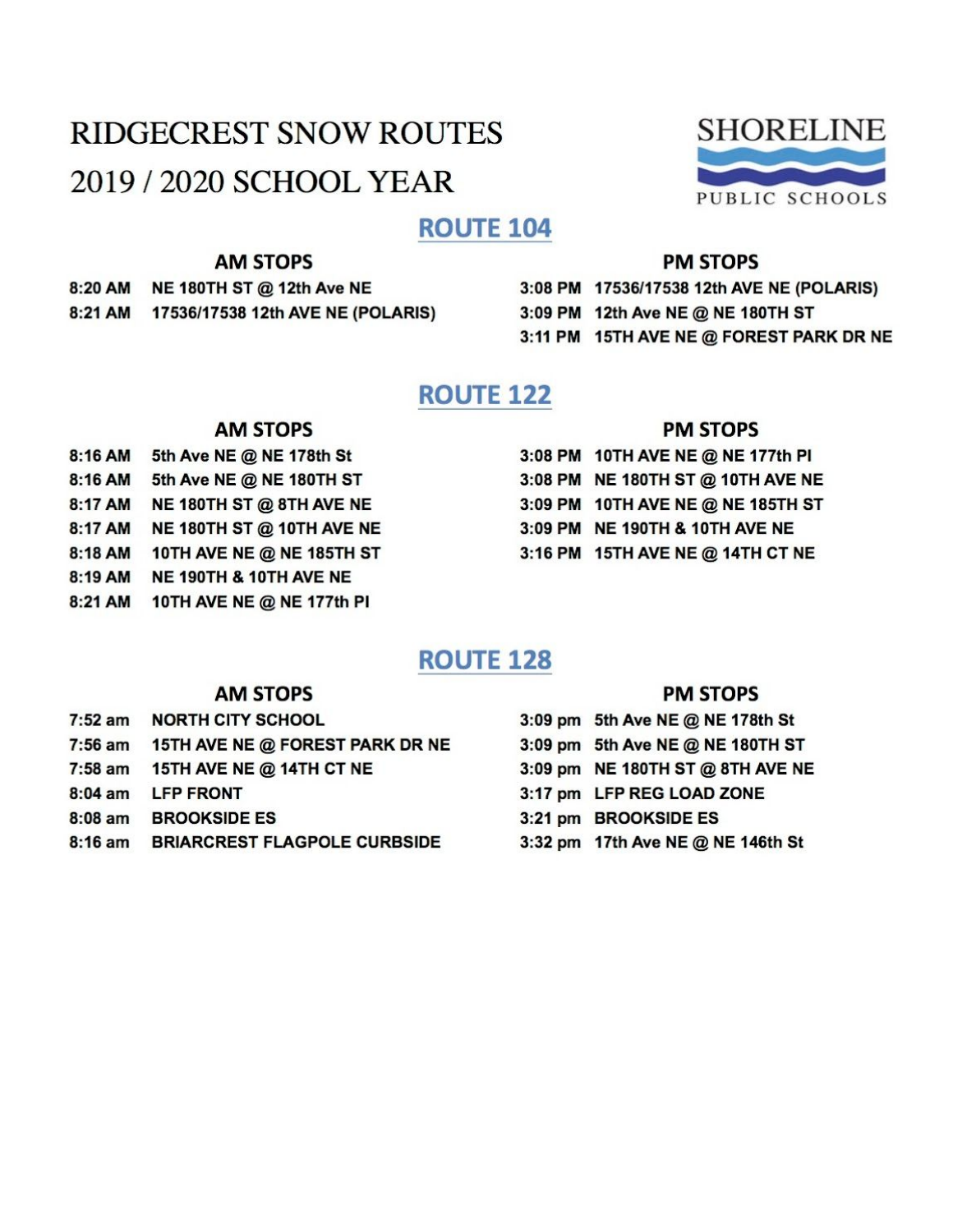# RIDGECREST SNOW ROUTES
# 2019 / 2020 SCHOOL YEAR

SHORELINE PUBLIC SCHOOLS

## ROUTE 104

**AM STOPS**

| | |
|---|---|
| 8:20 AM | NE 180TH ST @ 12th Ave NE |
| 8:21 AM | 17536/17538 12th AVE NE (POLARIS) |

**PM STOPS**

| | |
|---|---|
| 3:08 PM | 17536/17538 12th AVE NE (POLARIS) |
| 3:09 PM | 12th Ave NE @ NE 180TH ST |
| 3:11 PM | 15TH AVE NE @ FOREST PARK DR NE |

## ROUTE 122

**AM STOPS**

| | |
|---|---|
| 8:16 AM | 5th Ave NE @ NE 178th St |
| 8:16 AM | 5th Ave NE @ NE 180TH ST |
| 8:17 AM | NE 180TH ST @ 8TH AVE NE |
| 8:17 AM | NE 180TH ST @ 10TH AVE NE |
| 8:18 AM | 10TH AVE NE @ NE 185TH ST |
| 8:19 AM | NE 190TH & 10TH AVE NE |
| 8:21 AM | 10TH AVE NE @ NE 177th Pl |

**PM STOPS**

| | |
|---|---|
| 3:08 PM | 10TH AVE NE @ NE 177th Pl |
| 3:08 PM | NE 180TH ST @ 10TH AVE NE |
| 3:09 PM | 10TH AVE NE @ NE 185TH ST |
| 3:09 PM | NE 190TH & 10TH AVE NE |
| 3:16 PM | 15TH AVE NE @ 14TH CT NE |

## ROUTE 128

**AM STOPS**

| | |
|---|---|
| 7:52 am | NORTH CITY SCHOOL |
| 7:56 am | 15TH AVE NE @ FOREST PARK DR NE |
| 7:58 am | 15TH AVE NE @ 14TH CT NE |
| 8:04 am | LFP FRONT |
| 8:08 am | BROOKSIDE ES |
| 8:16 am | BRIARCREST FLAGPOLE CURBSIDE |

**PM STOPS**

| | |
|---|---|
| 3:09 pm | 5th Ave NE @ NE 178th St |
| 3:09 pm | 5th Ave NE @ NE 180TH ST |
| 3:09 pm | NE 180TH ST @ 8TH AVE NE |
| 3:17 pm | LFP REG LOAD ZONE |
| 3:21 pm | BROOKSIDE ES |
| 3:32 pm | 17th Ave NE @ NE 146th St |